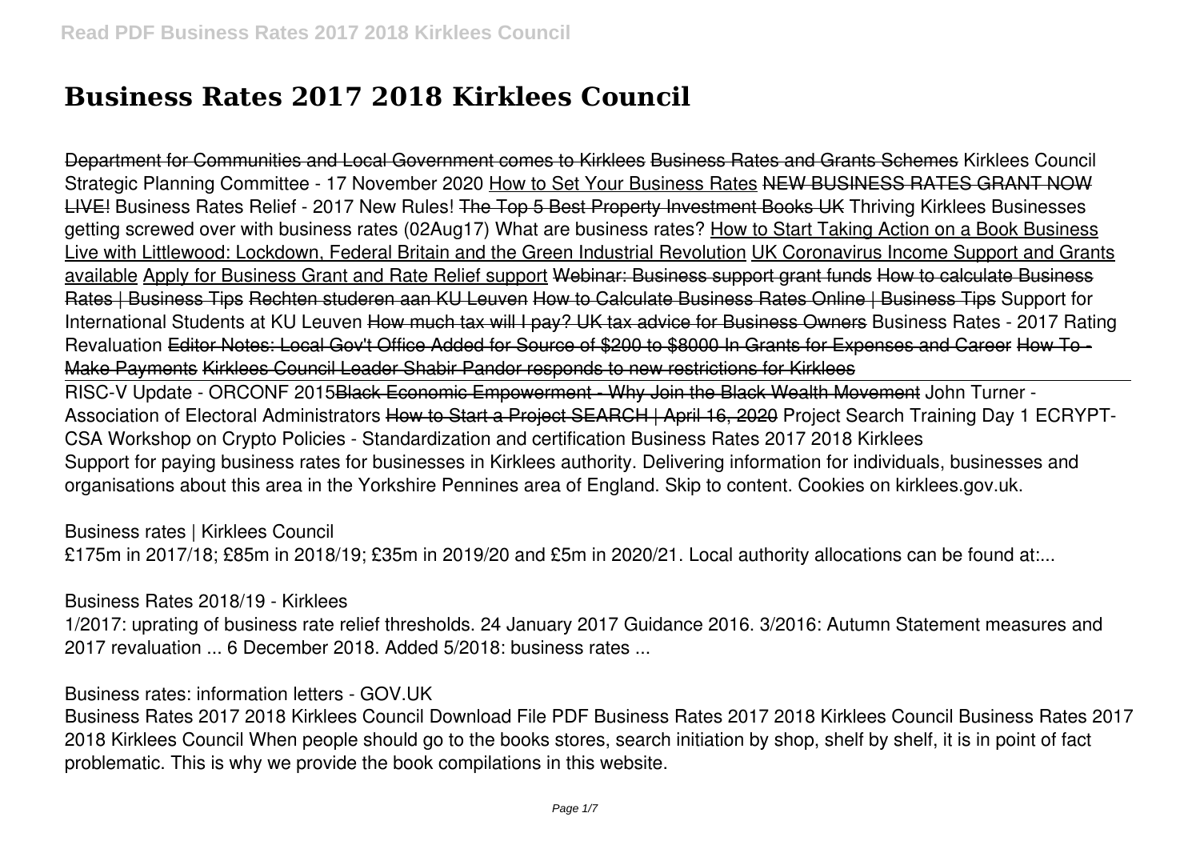# Business Rates 2017 2018 Kirklees Council

~~Department for Communities and Local Government comes to Kirklees~~ ~~Business Rates and Grants Schemes~~ Kirklees Council Strategic Planning Committee - 17 November 2020 How to Set Your Business Rates ~~NEW BUSINESS RATES GRANT NOW LIVE!~~ Business Rates Relief - 2017 New Rules! ~~The Top 5 Best Property Investment Books UK~~ Thriving Kirklees Businesses getting screwed over with business rates (02Aug17) What are business rates? How to Start Taking Action on a Book Business Live with Littlewood: Lockdown, Federal Britain and the Green Industrial Revolution UK Coronavirus Income Support and Grants available Apply for Business Grant and Rate Relief support ~~Webinar: Business support grant funds~~ ~~How to calculate Business Rates | Business Tips~~ ~~Rechten studeren aan KU Leuven~~ ~~How to Calculate Business Rates Online | Business Tips~~ Support for International Students at KU Leuven ~~How much tax will I pay? UK tax advice for Business Owners~~ Business Rates - 2017 Rating Revaluation ~~Editor Notes: Local Gov't Office Added for Source of $200 to $8000 In Grants for Expenses and Career~~ ~~How To - Make Payments~~ ~~Kirklees Council Leader Shabir Pandor responds to new restrictions for Kirklees~~

RISC-V Update - ORCONF 2015~~Black Economic Empowerment - Why Join the Black Wealth Movement~~ John Turner - Association of Electoral Administrators ~~How to Start a Project SEARCH | April 16, 2020~~ Project Search Training Day 1 ECRYPT-CSA Workshop on Crypto Policies - Standardization and certification Business Rates 2017 2018 Kirklees

Support for paying business rates for businesses in Kirklees authority. Delivering information for individuals, businesses and organisations about this area in the Yorkshire Pennines area of England. Skip to content. Cookies on kirklees.gov.uk.

**Business rates | Kirklees Council**

£175m in 2017/18; £85m in 2018/19; £35m in 2019/20 and £5m in 2020/21. Local authority allocations can be found at:...

**Business Rates 2018/19 - Kirklees**

1/2017: uprating of business rate relief thresholds. 24 January 2017 Guidance 2016. 3/2016: Autumn Statement measures and 2017 revaluation ... 6 December 2018. Added 5/2018: business rates ...

**Business rates: information letters - GOV.UK**

Business Rates 2017 2018 Kirklees Council Download File PDF Business Rates 2017 2018 Kirklees Council Business Rates 2017 2018 Kirklees Council When people should go to the books stores, search initiation by shop, shelf by shelf, it is in point of fact problematic. This is why we provide the book compilations in this website.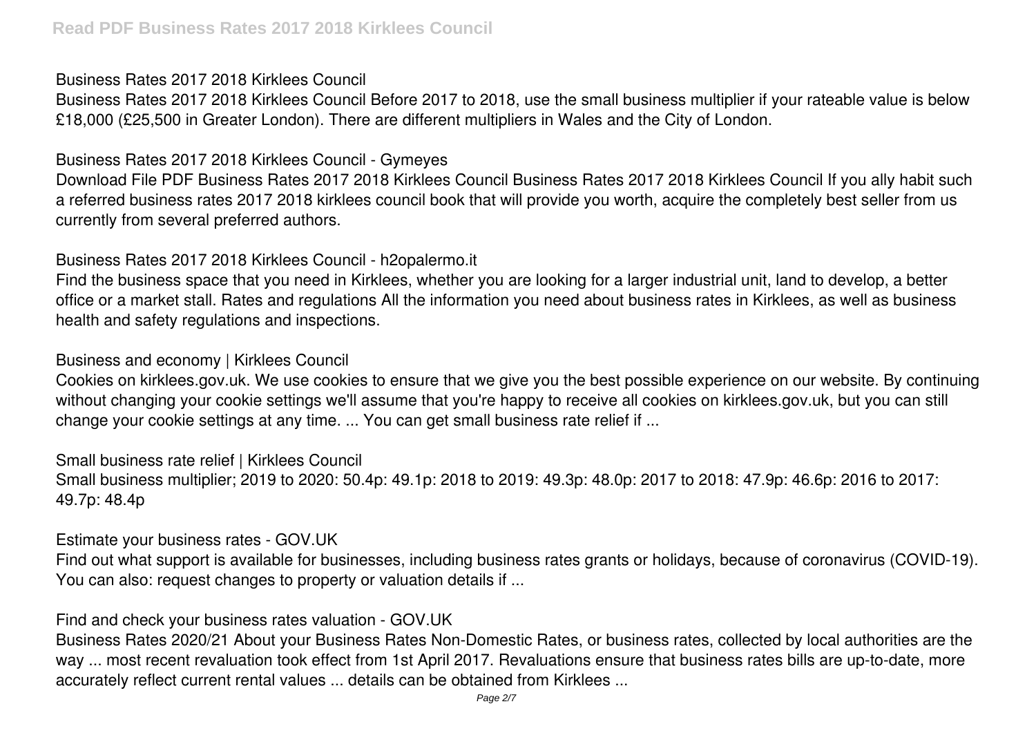**Business Rates 2017 2018 Kirklees Council**

Business Rates 2017 2018 Kirklees Council Before 2017 to 2018, use the small business multiplier if your rateable value is below £18,000 (£25,500 in Greater London). There are different multipliers in Wales and the City of London.

**Business Rates 2017 2018 Kirklees Council - Gymeyes**

Download File PDF Business Rates 2017 2018 Kirklees Council Business Rates 2017 2018 Kirklees Council If you ally habit such a referred business rates 2017 2018 kirklees council book that will provide you worth, acquire the completely best seller from us currently from several preferred authors.

**Business Rates 2017 2018 Kirklees Council - h2opalermo.it**

Find the business space that you need in Kirklees, whether you are looking for a larger industrial unit, land to develop, a better office or a market stall. Rates and regulations All the information you need about business rates in Kirklees, as well as business health and safety regulations and inspections.

**Business and economy | Kirklees Council**

Cookies on kirklees.gov.uk. We use cookies to ensure that we give you the best possible experience on our website. By continuing without changing your cookie settings we'll assume that you're happy to receive all cookies on kirklees.gov.uk, but you can still change your cookie settings at any time. ... You can get small business rate relief if ...

**Small business rate relief | Kirklees Council**

Small business multiplier; 2019 to 2020: 50.4p: 49.1p: 2018 to 2019: 49.3p: 48.0p: 2017 to 2018: 47.9p: 46.6p: 2016 to 2017: 49.7p: 48.4p

**Estimate your business rates - GOV.UK**

Find out what support is available for businesses, including business rates grants or holidays, because of coronavirus (COVID-19). You can also: request changes to property or valuation details if ...

**Find and check your business rates valuation - GOV.UK**

Business Rates 2020/21 About your Business Rates Non-Domestic Rates, or business rates, collected by local authorities are the way ... most recent revaluation took effect from 1st April 2017. Revaluations ensure that business rates bills are up-to-date, more accurately reflect current rental values ... details can be obtained from Kirklees ...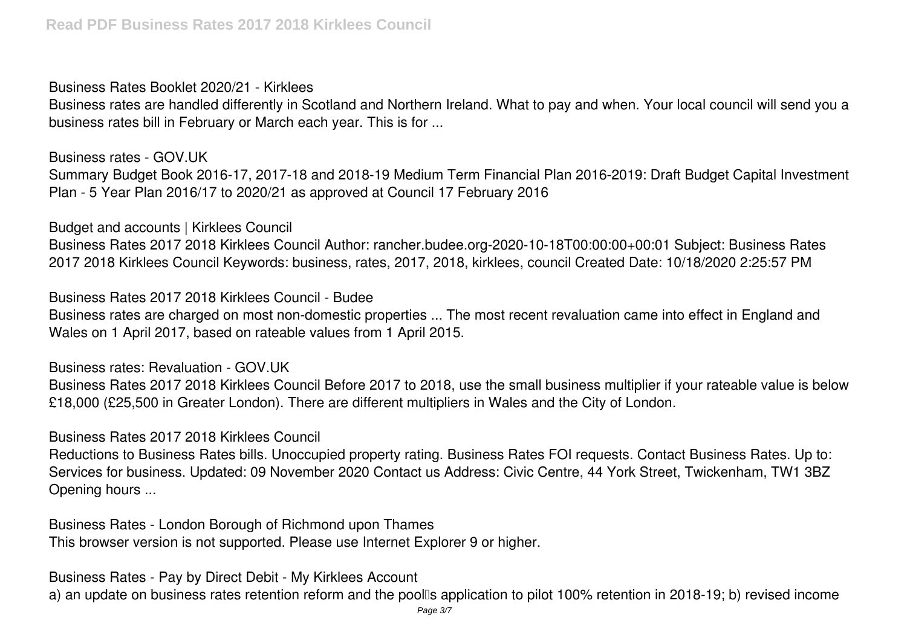**Business Rates Booklet 2020/21 - Kirklees**

Business rates are handled differently in Scotland and Northern Ireland. What to pay and when. Your local council will send you a business rates bill in February or March each year. This is for ...

**Business rates - GOV.UK**

Summary Budget Book 2016-17, 2017-18 and 2018-19 Medium Term Financial Plan 2016-2019: Draft Budget Capital Investment Plan - 5 Year Plan 2016/17 to 2020/21 as approved at Council 17 February 2016

**Budget and accounts | Kirklees Council**

Business Rates 2017 2018 Kirklees Council Author: rancher.budee.org-2020-10-18T00:00:00+00:01 Subject: Business Rates 2017 2018 Kirklees Council Keywords: business, rates, 2017, 2018, kirklees, council Created Date: 10/18/2020 2:25:57 PM

**Business Rates 2017 2018 Kirklees Council - Budee**

Business rates are charged on most non-domestic properties ... The most recent revaluation came into effect in England and Wales on 1 April 2017, based on rateable values from 1 April 2015.

**Business rates: Revaluation - GOV.UK**

Business Rates 2017 2018 Kirklees Council Before 2017 to 2018, use the small business multiplier if your rateable value is below £18,000 (£25,500 in Greater London). There are different multipliers in Wales and the City of London.

**Business Rates 2017 2018 Kirklees Council**

Reductions to Business Rates bills. Unoccupied property rating. Business Rates FOI requests. Contact Business Rates. Up to: Services for business. Updated: 09 November 2020 Contact us Address: Civic Centre, 44 York Street, Twickenham, TW1 3BZ Opening hours ...

**Business Rates - London Borough of Richmond upon Thames**

This browser version is not supported. Please use Internet Explorer 9 or higher.

**Business Rates - Pay by Direct Debit - My Kirklees Account**

a) an update on business rates retention reform and the pool's application to pilot 100% retention in 2018-19; b) revised income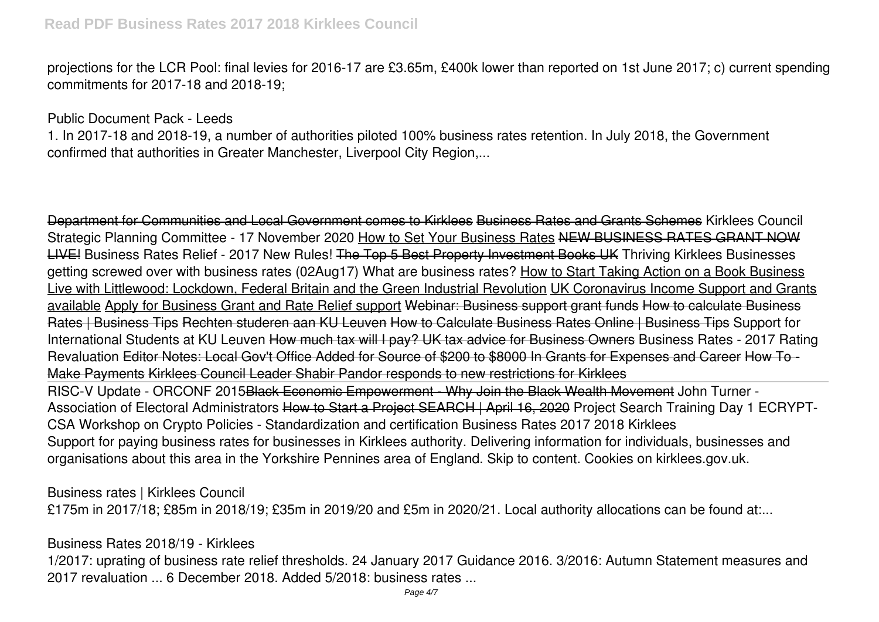projections for the LCR Pool: final levies for 2016-17 are £3.65m, £400k lower than reported on 1st June 2017; c) current spending commitments for 2017-18 and 2018-19;

**Public Document Pack - Leeds**

1. In 2017-18 and 2018-19, a number of authorities piloted 100% business rates retention. In July 2018, the Government confirmed that authorities in Greater Manchester, Liverpool City Region,...

~~Department for Communities and Local Government comes to Kirklees~~ ~~Business Rates and Grants Schemes~~ Kirklees Council Strategic Planning Committee - 17 November 2020 How to Set Your Business Rates ~~NEW BUSINESS RATES GRANT NOW LIVE!~~ Business Rates Relief - 2017 New Rules! ~~The Top 5 Best Property Investment Books UK~~ Thriving Kirklees Businesses getting screwed over with business rates (02Aug17) What are business rates? How to Start Taking Action on a Book Business Live with Littlewood: Lockdown, Federal Britain and the Green Industrial Revolution UK Coronavirus Income Support and Grants available Apply for Business Grant and Rate Relief support ~~Webinar: Business support grant funds~~ ~~How to calculate Business Rates | Business Tips~~ ~~Rechten studeren aan KU Leuven~~ ~~How to Calculate Business Rates Online | Business Tips~~ Support for International Students at KU Leuven ~~How much tax will I pay? UK tax advice for Business Owners~~ Business Rates - 2017 Rating Revaluation ~~Editor Notes: Local Gov't Office Added for Source of $200 to $8000 In Grants for Expenses and Career~~ ~~How To - Make Payments~~ ~~Kirklees Council Leader Shabir Pandor responds to new restrictions for Kirklees~~

RISC-V Update - ORCONF 2015~~Black Economic Empowerment - Why Join the Black Wealth Movement~~ John Turner - Association of Electoral Administrators ~~How to Start a Project SEARCH | April 16, 2020~~ Project Search Training Day 1 ECRYPT-CSA Workshop on Crypto Policies - Standardization and certification Business Rates 2017 2018 Kirklees

Support for paying business rates for businesses in Kirklees authority. Delivering information for individuals, businesses and organisations about this area in the Yorkshire Pennines area of England. Skip to content. Cookies on kirklees.gov.uk.

**Business rates | Kirklees Council**

£175m in 2017/18; £85m in 2018/19; £35m in 2019/20 and £5m in 2020/21. Local authority allocations can be found at:...

**Business Rates 2018/19 - Kirklees**

1/2017: uprating of business rate relief thresholds. 24 January 2017 Guidance 2016. 3/2016: Autumn Statement measures and 2017 revaluation ... 6 December 2018. Added 5/2018: business rates ...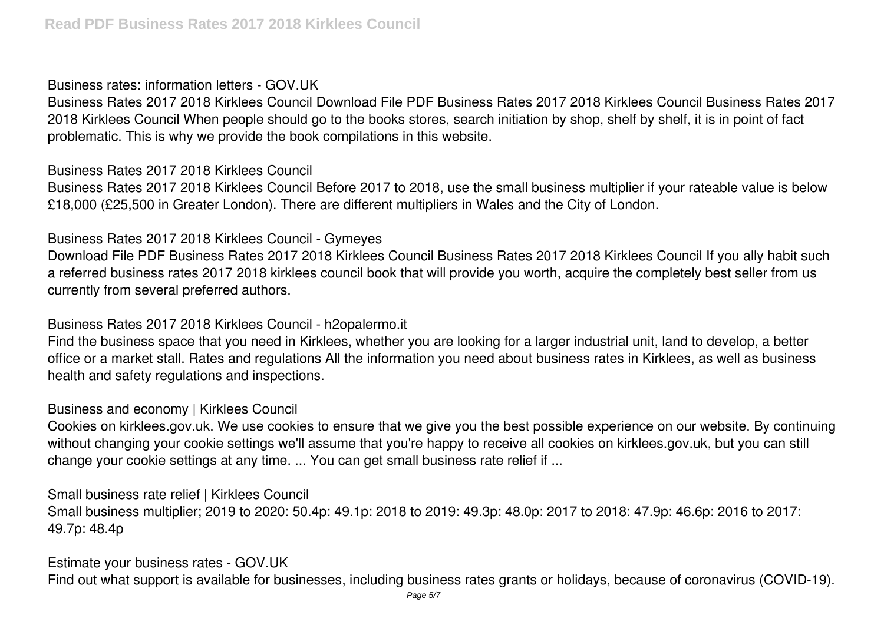Business rates: information letters - GOV.UK

Business Rates 2017 2018 Kirklees Council Download File PDF Business Rates 2017 2018 Kirklees Council Business Rates 2017 2018 Kirklees Council When people should go to the books stores, search initiation by shop, shelf by shelf, it is in point of fact problematic. This is why we provide the book compilations in this website.

Business Rates 2017 2018 Kirklees Council

Business Rates 2017 2018 Kirklees Council Before 2017 to 2018, use the small business multiplier if your rateable value is below £18,000 (£25,500 in Greater London). There are different multipliers in Wales and the City of London.

Business Rates 2017 2018 Kirklees Council - Gymeyes

Download File PDF Business Rates 2017 2018 Kirklees Council Business Rates 2017 2018 Kirklees Council If you ally habit such a referred business rates 2017 2018 kirklees council book that will provide you worth, acquire the completely best seller from us currently from several preferred authors.

Business Rates 2017 2018 Kirklees Council - h2opalermo.it

Find the business space that you need in Kirklees, whether you are looking for a larger industrial unit, land to develop, a better office or a market stall. Rates and regulations All the information you need about business rates in Kirklees, as well as business health and safety regulations and inspections.

Business and economy | Kirklees Council

Cookies on kirklees.gov.uk. We use cookies to ensure that we give you the best possible experience on our website. By continuing without changing your cookie settings we'll assume that you're happy to receive all cookies on kirklees.gov.uk, but you can still change your cookie settings at any time. ... You can get small business rate relief if ...

Small business rate relief | Kirklees Council

Small business multiplier; 2019 to 2020: 50.4p: 49.1p: 2018 to 2019: 49.3p: 48.0p: 2017 to 2018: 47.9p: 46.6p: 2016 to 2017: 49.7p: 48.4p

Estimate your business rates - GOV.UK

Find out what support is available for businesses, including business rates grants or holidays, because of coronavirus (COVID-19).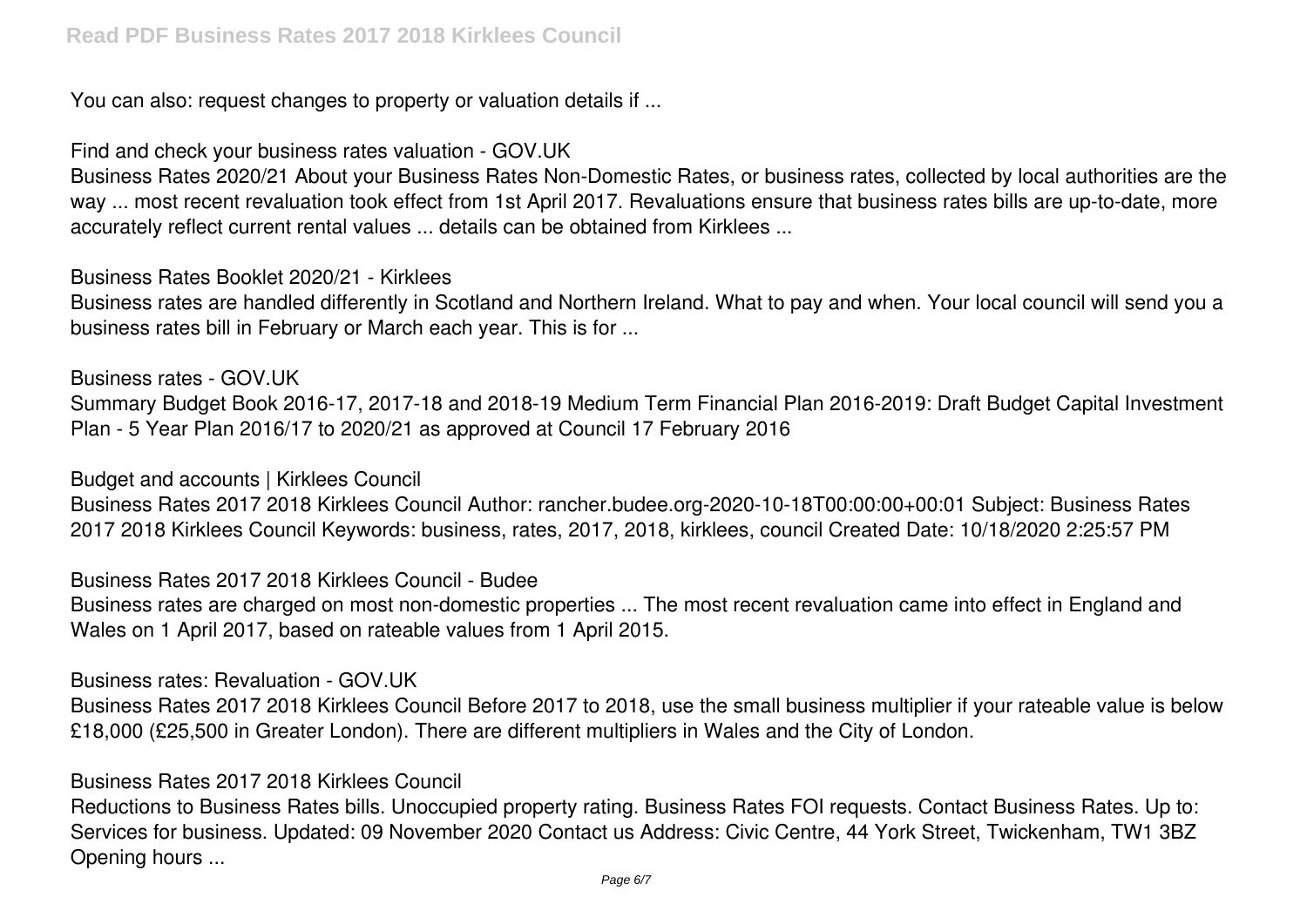You can also: request changes to property or valuation details if ...

Find and check your business rates valuation - GOV.UK

Business Rates 2020/21 About your Business Rates Non-Domestic Rates, or business rates, collected by local authorities are the way ... most recent revaluation took effect from 1st April 2017. Revaluations ensure that business rates bills are up-to-date, more accurately reflect current rental values ... details can be obtained from Kirklees ...

Business Rates Booklet 2020/21 - Kirklees

Business rates are handled differently in Scotland and Northern Ireland. What to pay and when. Your local council will send you a business rates bill in February or March each year. This is for ...

Business rates - GOV.UK

Summary Budget Book 2016-17, 2017-18 and 2018-19 Medium Term Financial Plan 2016-2019: Draft Budget Capital Investment Plan - 5 Year Plan 2016/17 to 2020/21 as approved at Council 17 February 2016

Budget and accounts | Kirklees Council

Business Rates 2017 2018 Kirklees Council Author: rancher.budee.org-2020-10-18T00:00:00+00:01 Subject: Business Rates 2017 2018 Kirklees Council Keywords: business, rates, 2017, 2018, kirklees, council Created Date: 10/18/2020 2:25:57 PM

Business Rates 2017 2018 Kirklees Council - Budee

Business rates are charged on most non-domestic properties ... The most recent revaluation came into effect in England and Wales on 1 April 2017, based on rateable values from 1 April 2015.

Business rates: Revaluation - GOV.UK

Business Rates 2017 2018 Kirklees Council Before 2017 to 2018, use the small business multiplier if your rateable value is below £18,000 (£25,500 in Greater London). There are different multipliers in Wales and the City of London.

Business Rates 2017 2018 Kirklees Council

Reductions to Business Rates bills. Unoccupied property rating. Business Rates FOI requests. Contact Business Rates. Up to: Services for business. Updated: 09 November 2020 Contact us Address: Civic Centre, 44 York Street, Twickenham, TW1 3BZ Opening hours ...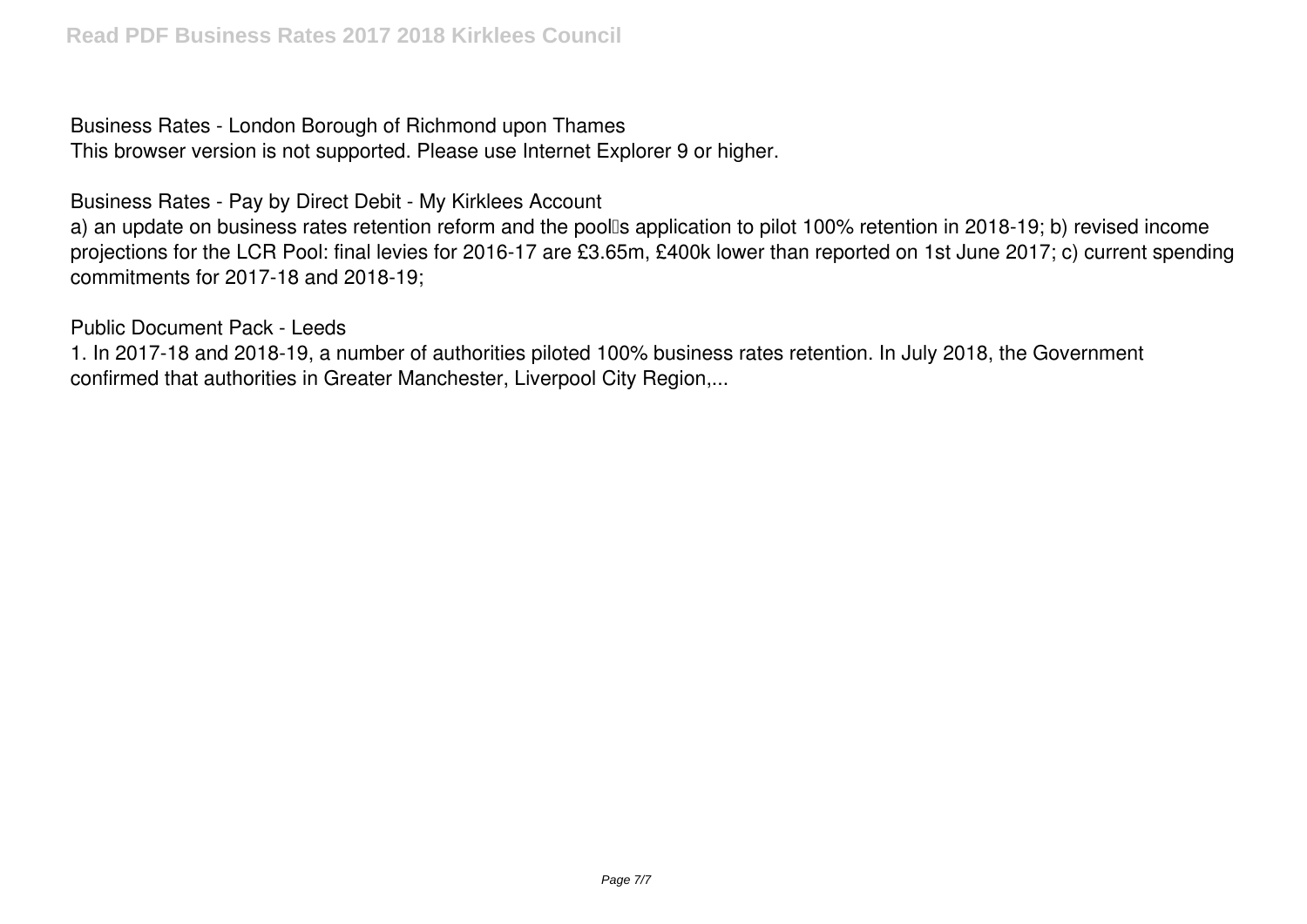Business Rates - London Borough of Richmond upon Thames

This browser version is not supported. Please use Internet Explorer 9 or higher.

Business Rates - Pay by Direct Debit - My Kirklees Account

a) an update on business rates retention reform and the pool's application to pilot 100% retention in 2018-19; b) revised income projections for the LCR Pool: final levies for 2016-17 are £3.65m, £400k lower than reported on 1st June 2017; c) current spending commitments for 2017-18 and 2018-19;

Public Document Pack - Leeds

1. In 2017-18 and 2018-19, a number of authorities piloted 100% business rates retention. In July 2018, the Government confirmed that authorities in Greater Manchester, Liverpool City Region,...